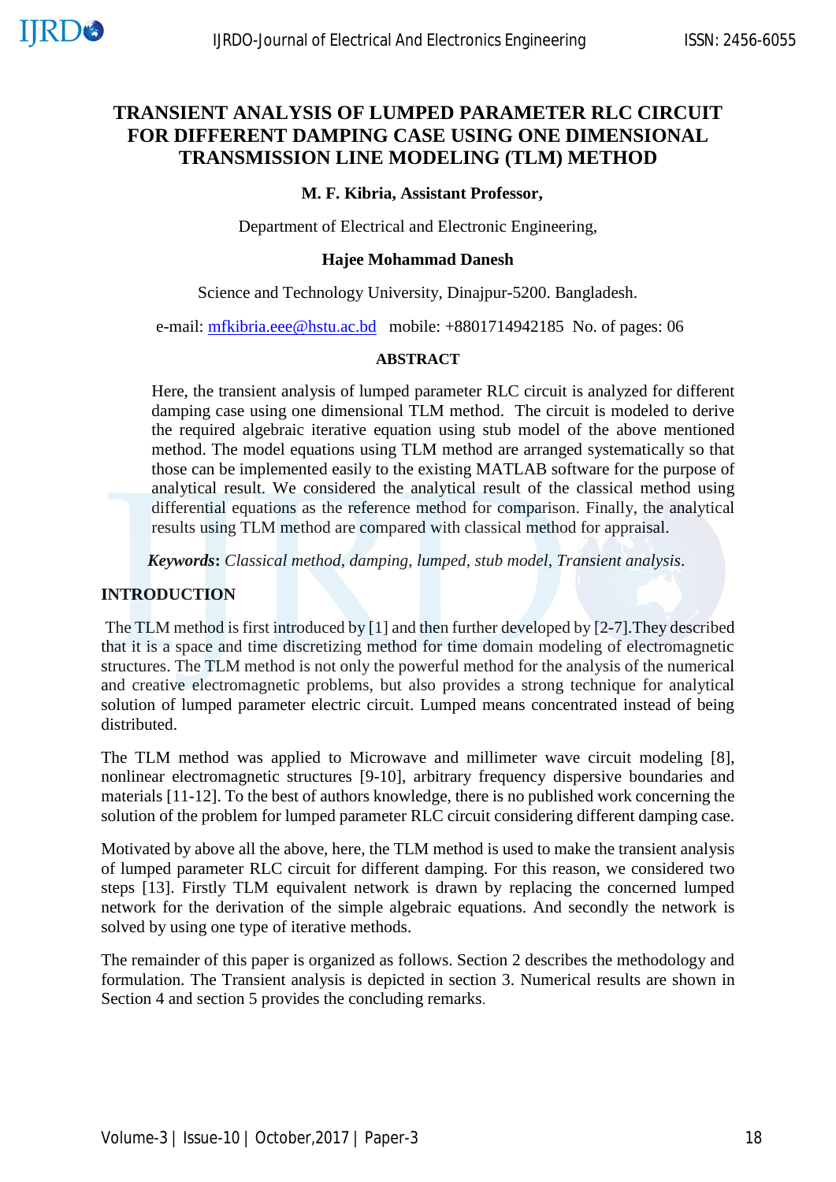# TRANSIENT ANALYSIS OF LUMPED PARAMETER RLC CIRCUIT FOR DIFFERENT DAMPING CASE USING ONE DIMENSIONAL TRANSMISSION LINE MODELING (TLM) METHOD

**M. F. Kibria, Assistant Professor,**

Department of Electrical and Electronic Engineering,

**Hajee Mohammad Danesh**

Science and Technology University, Dinajpur-5200. Bangladesh.

e-mail: mfkibria.eee@hstu.ac.bd mobile: +8801714942185 No. of pages: 06

## ABSTRACT

Here, the transient analysis of lumped parameter RLC circuit is analyzed for different damping case using one dimensional TLM method. The circuit is modeled to derive the required algebraic iterative equation using stub model of the above mentioned method. The model equations using TLM method are arranged systematically so that those can be implemented easily to the existing MATLAB software for the purpose of analytical result. We considered the analytical result of the classical method using differential equations as the reference method for comparison. Finally, the analytical results using TLM method are compared with classical method for appraisal.

***Keywords*: *Classical method, damping, lumped, stub model, Transient analysis*.**

## INTRODUCTION

The TLM method is first introduced by [1] and then further developed by [2-7].They described that it is a space and time discretizing method for time domain modeling of electromagnetic structures. The TLM method is not only the powerful method for the analysis of the numerical and creative electromagnetic problems, but also provides a strong technique for analytical solution of lumped parameter electric circuit. Lumped means concentrated instead of being distributed.

The TLM method was applied to Microwave and millimeter wave circuit modeling [8], nonlinear electromagnetic structures [9-10], arbitrary frequency dispersive boundaries and materials [11-12]. To the best of authors knowledge, there is no published work concerning the solution of the problem for lumped parameter RLC circuit considering different damping case.

Motivated by above all the above, here, the TLM method is used to make the transient analysis of lumped parameter RLC circuit for different damping. For this reason, we considered two steps [13]. Firstly TLM equivalent network is drawn by replacing the concerned lumped network for the derivation of the simple algebraic equations. And secondly the network is solved by using one type of iterative methods.

The remainder of this paper is organized as follows. Section 2 describes the methodology and formulation. The Transient analysis is depicted in section 3. Numerical results are shown in Section 4 and section 5 provides the concluding remarks.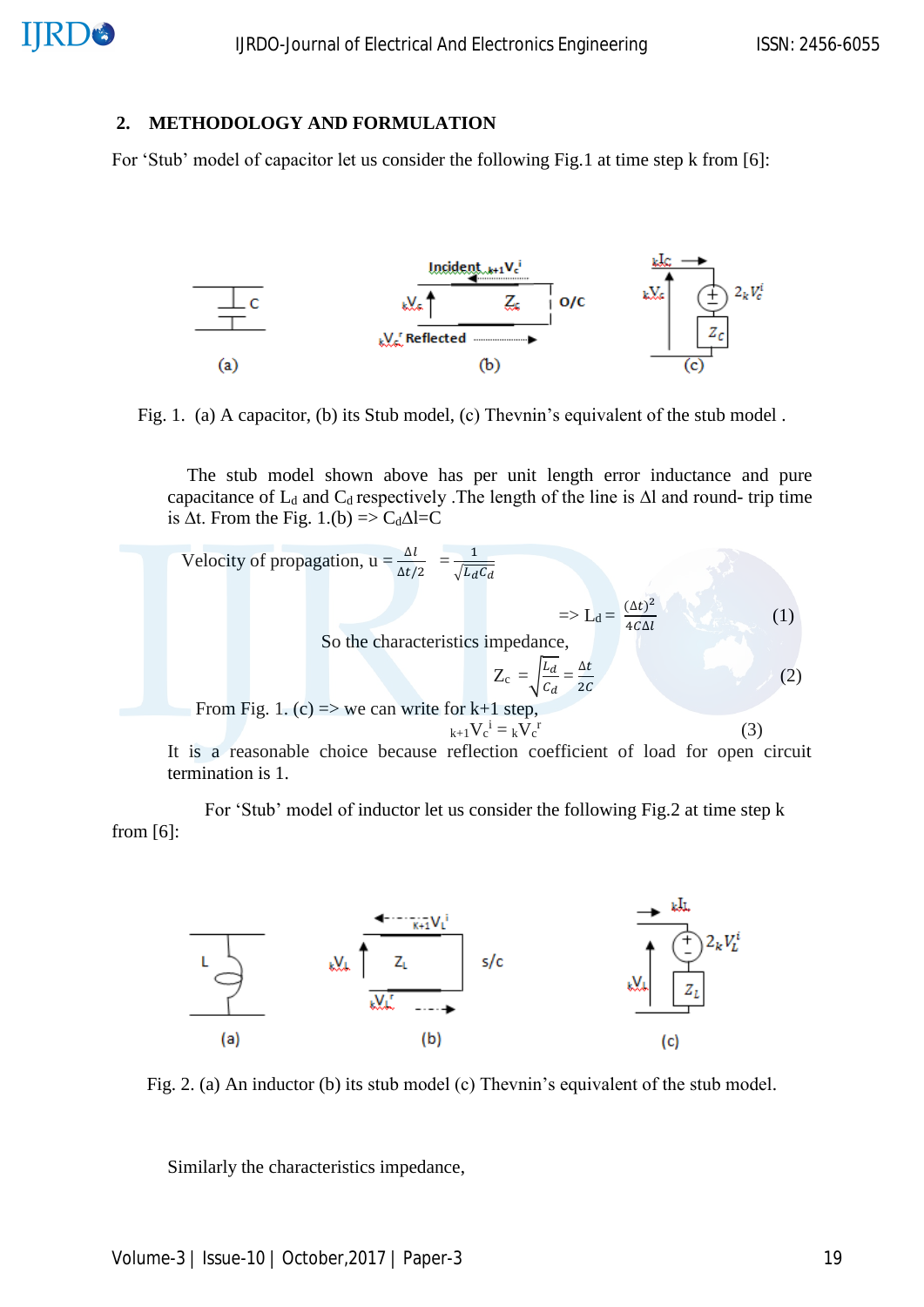## 2. METHODOLOGY AND FORMULATION

For 'Stub' model of capacitor let us consider the following Fig.1 at time step k from [6]:

Fig. 1. (a) A capacitor, (b) its Stub model, (c) Thevnin's equivalent of the stub model .

The stub model shown above has per unit length error inductance and pure capacitance of $L_d$ and $C_d$ respectively .The length of the line is $\Delta l$ and round- trip time is $\Delta t$. From the Fig. 1.(b) => $C_d\Delta l = C$

Velocity of propagation, $u = \frac{\Delta l}{\Delta t/2} = \frac{1}{\sqrt{L_d C_d}}$

$$\Rightarrow L_d = \frac{(\Delta t)^2}{4C\Delta l} \quad (1)$$

So the characteristics impedance,

$$Z_c = \sqrt{\frac{L_d}{C_d}} = \frac{\Delta t}{2C} \quad (2)$$

From Fig. 1. (c) => we can write for k+1 step,

$$_{k+1}V_c^{\,i} = {}_kV_c^{\,r} \quad (3)$$

It is a reasonable choice because reflection coefficient of load for open circuit termination is 1.

For 'Stub' model of inductor let us consider the following Fig.2 at time step k from [6]:

Fig. 2. (a) An inductor (b) its stub model (c) Thevnin's equivalent of the stub model.

Similarly the characteristics impedance,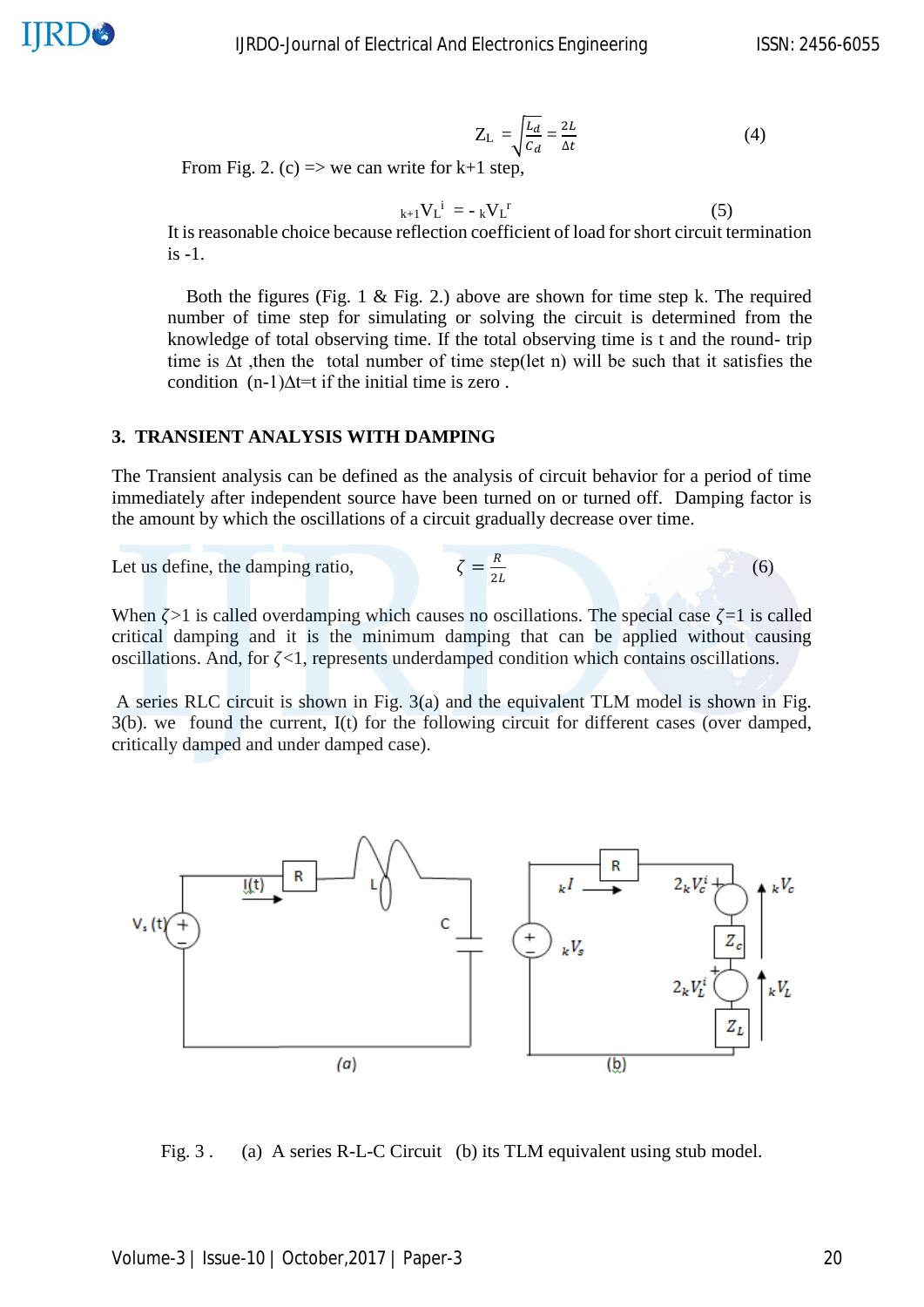$$Z_L = \sqrt{\frac{L_d}{C_d}} = \frac{2L}{\Delta t} \qquad (4)$$

From Fig. 2. (c) => we can write for k+1 step,

$${}_{k+1}V_L^{\,i} = -\,{}_kV_L^{\,r} \qquad (5)$$

It is reasonable choice because reflection coefficient of load for short circuit termination is -1.

Both the figures (Fig. 1 & Fig. 2.) above are shown for time step k. The required number of time step for simulating or solving the circuit is determined from the knowledge of total observing time. If the total observing time is t and the round- trip time is Δt ,then the total number of time step(let n) will be such that it satisfies the condition (n-1)Δt=t if the initial time is zero .

## 3. TRANSIENT ANALYSIS WITH DAMPING

The Transient analysis can be defined as the analysis of circuit behavior for a period of time immediately after independent source have been turned on or turned off. Damping factor is the amount by which the oscillations of a circuit gradually decrease over time.

Let us define, the damping ratio, $\zeta = \frac{R}{2L}$ (6)

When $\zeta$>1 is called overdamping which causes no oscillations. The special case $\zeta$=1 is called critical damping and it is the minimum damping that can be applied without causing oscillations. And, for $\zeta$<1, represents underdamped condition which contains oscillations.

A series RLC circuit is shown in Fig. 3(a) and the equivalent TLM model is shown in Fig. 3(b). we found the current, I(t) for the following circuit for different cases (over damped, critically damped and under damped case).

Fig. 3 . (a) A series R-L-C Circuit (b) its TLM equivalent using stub model.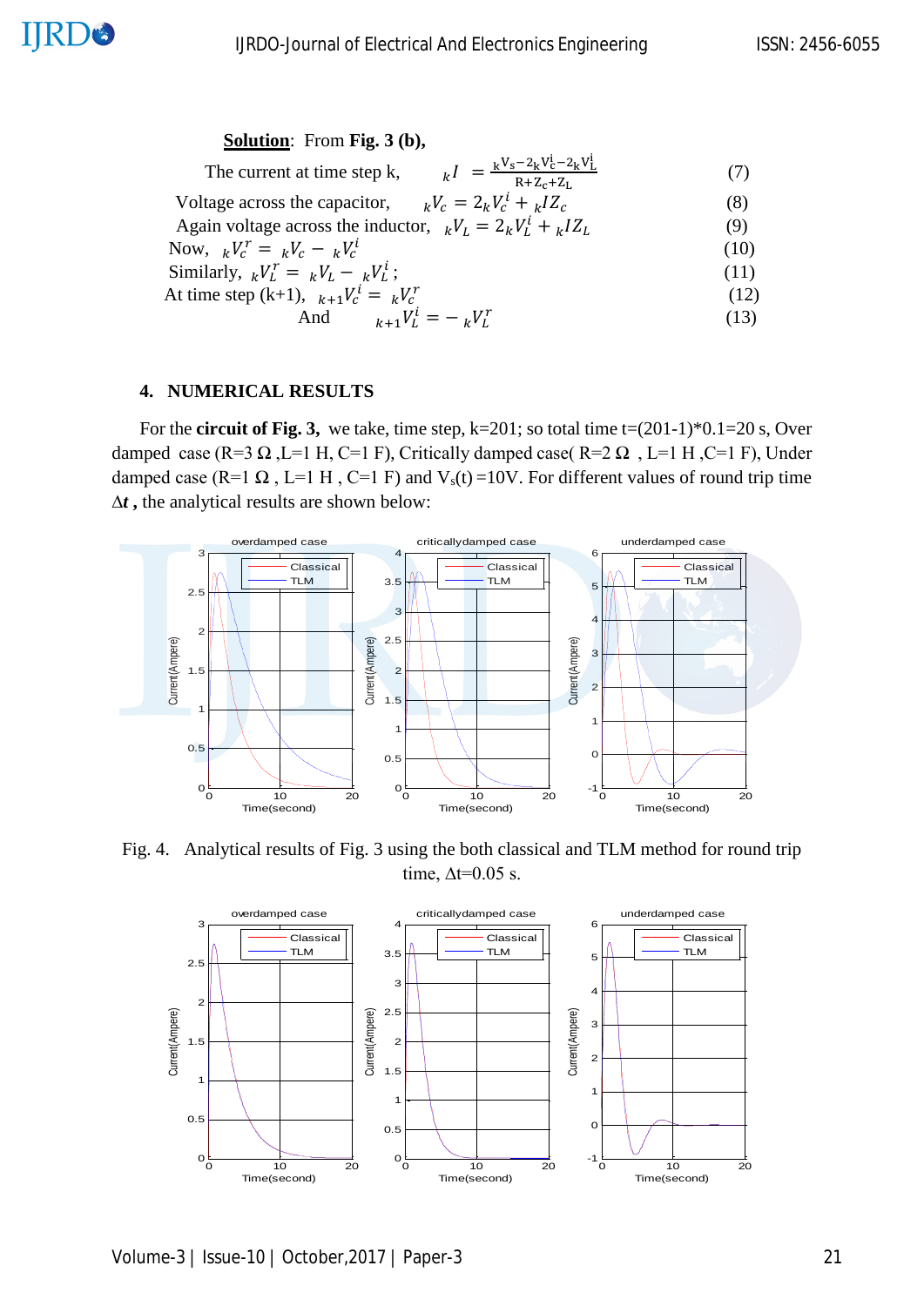**Solution**: From **Fig. 3 (b),**

The current at time step k, $${}_kI = \frac{{}_kV_s - 2{}_kV_c^i - 2{}_kV_L^i}{R + Z_c + Z_L} \quad (7)$$

Voltage across the capacitor, $${}_kV_c = 2{}_kV_c^i + {}_kIZ_c \quad (8)$$

Again voltage across the inductor, $${}_kV_L = 2{}_kV_L^i + {}_kIZ_L \quad (9)$$

Now, $${}_kV_c^r = {}_kV_c - {}_kV_c^i \quad (10)$$

Similarly, $${}_kV_L^r = {}_kV_L - {}_kV_L^i; \quad (11)$$

At time step (k+1), $${}_{k+1}V_c^i = {}_kV_c^r \quad (12)$$

And $${}_{k+1}V_L^i = -{}_kV_L^r \quad (13)$$

## 4. NUMERICAL RESULTS

For the **circuit of Fig. 3,** we take, time step, k=201; so total time t=(201-1)*0.1=20 s, Over damped case (R=3 Ω ,L=1 H, C=1 F), Critically damped case( R=2 Ω , L=1 H ,C=1 F), Under damped case (R=1 Ω , L=1 H , C=1 F) and $V_s(t)$ =10V. For different values of round trip time $\Delta t$ **,** the analytical results are shown below:

Fig. 4. Analytical results of Fig. 3 using the both classical and TLM method for round trip time, Δt=0.05 s.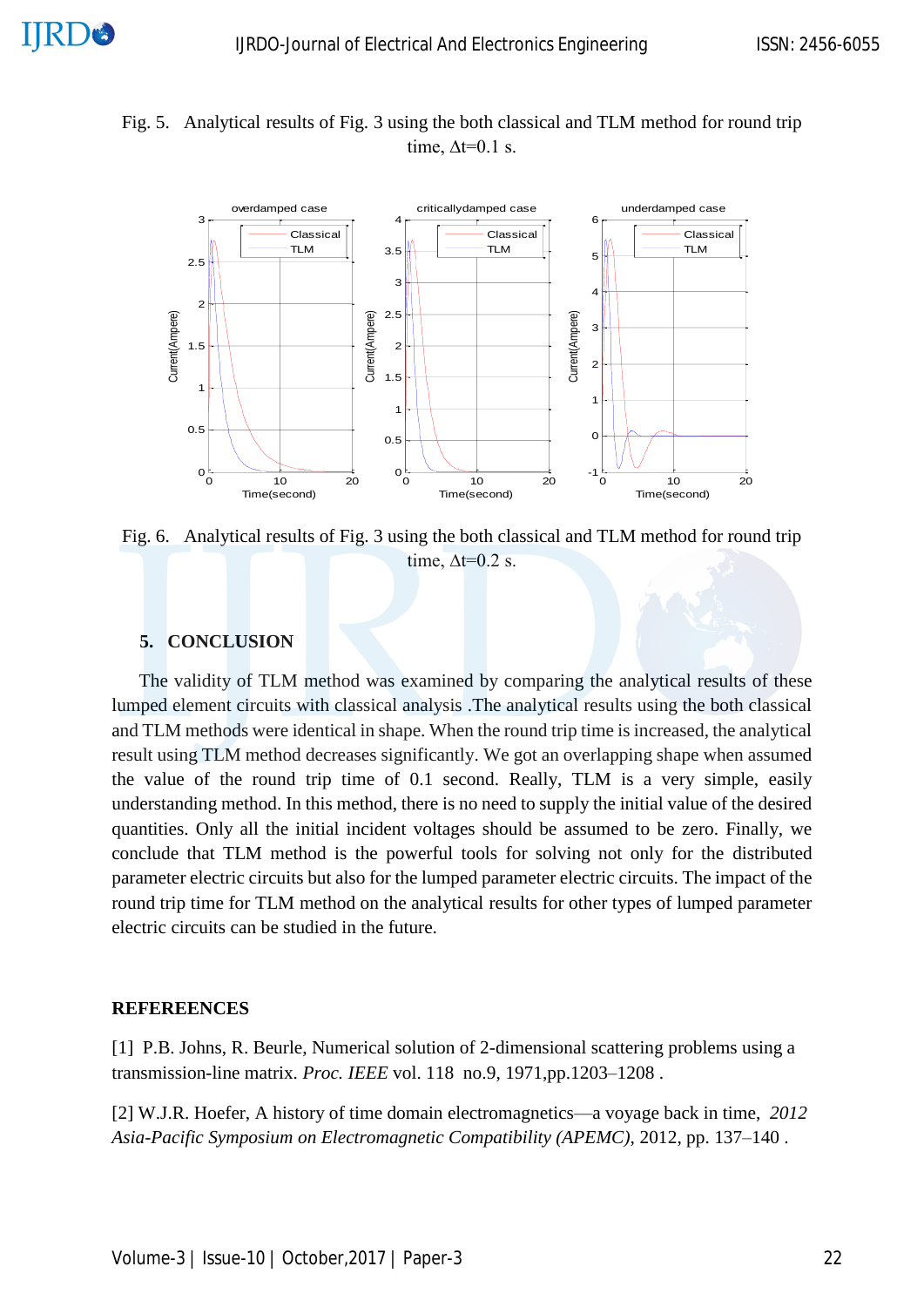Fig. 5. Analytical results of Fig. 3 using the both classical and TLM method for round trip time, $\Delta t$=0.1 s.

Fig. 6. Analytical results of Fig. 3 using the both classical and TLM method for round trip time, $\Delta t$=0.2 s.

## 5. CONCLUSION

The validity of TLM method was examined by comparing the analytical results of these lumped element circuits with classical analysis .The analytical results using the both classical and TLM methods were identical in shape. When the round trip time is increased, the analytical result using TLM method decreases significantly. We got an overlapping shape when assumed the value of the round trip time of 0.1 second. Really, TLM is a very simple, easily understanding method. In this method, there is no need to supply the initial value of the desired quantities. Only all the initial incident voltages should be assumed to be zero. Finally, we conclude that TLM method is the powerful tools for solving not only for the distributed parameter electric circuits but also for the lumped parameter electric circuits. The impact of the round trip time for TLM method on the analytical results for other types of lumped parameter electric circuits can be studied in the future.

## REFEREENCES

[1] P.B. Johns, R. Beurle, Numerical solution of 2-dimensional scattering problems using a transmission-line matrix. *Proc. IEEE* vol. 118 no.9, 1971,pp.1203–1208 .

[2] W.J.R. Hoefer, A history of time domain electromagnetics—a voyage back in time, *2012 Asia-Pacific Symposium on Electromagnetic Compatibility (APEMC)*, 2012, pp. 137–140 .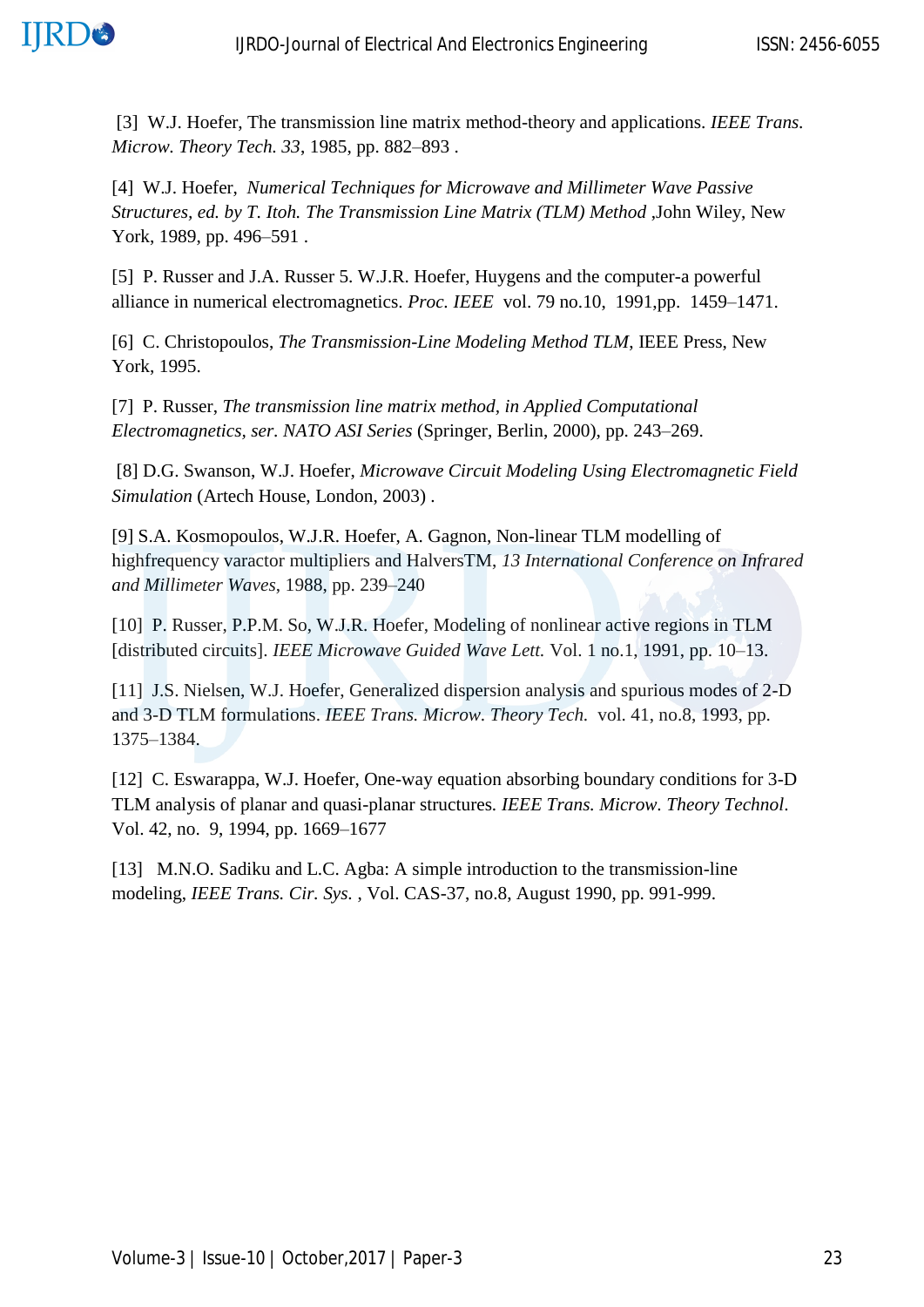[3] W.J. Hoefer, The transmission line matrix method-theory and applications. *IEEE Trans. Microw. Theory Tech. 33*, 1985, pp. 882–893 .

[4] W.J. Hoefer, *Numerical Techniques for Microwave and Millimeter Wave Passive Structures, ed. by T. Itoh. The Transmission Line Matrix (TLM) Method* ,John Wiley, New York, 1989, pp. 496–591 .

[5] P. Russer and J.A. Russer 5. W.J.R. Hoefer, Huygens and the computer-a powerful alliance in numerical electromagnetics. *Proc. IEEE* vol. 79 no.10, 1991,pp. 1459–1471.

[6] C. Christopoulos, *The Transmission-Line Modeling Method TLM*, IEEE Press, New York, 1995.

[7] P. Russer, *The transmission line matrix method, in Applied Computational Electromagnetics, ser. NATO ASI Series* (Springer, Berlin, 2000), pp. 243–269.

[8] D.G. Swanson, W.J. Hoefer, *Microwave Circuit Modeling Using Electromagnetic Field Simulation* (Artech House, London, 2003) .

[9] S.A. Kosmopoulos, W.J.R. Hoefer, A. Gagnon, Non-linear TLM modelling of highfrequency varactor multipliers and HalversTM, *13 International Conference on Infrared and Millimeter Waves*, 1988, pp. 239–240

[10] P. Russer, P.P.M. So, W.J.R. Hoefer, Modeling of nonlinear active regions in TLM [distributed circuits]. *IEEE Microwave Guided Wave Lett.* Vol. 1 no.1, 1991, pp. 10–13.

[11] J.S. Nielsen, W.J. Hoefer, Generalized dispersion analysis and spurious modes of 2-D and 3-D TLM formulations. *IEEE Trans. Microw. Theory Tech.* vol. 41, no.8, 1993, pp. 1375–1384.

[12] C. Eswarappa, W.J. Hoefer, One-way equation absorbing boundary conditions for 3-D TLM analysis of planar and quasi-planar structures. *IEEE Trans. Microw. Theory Technol*. Vol. 42, no. 9, 1994, pp. 1669–1677

[13] M.N.O. Sadiku and L.C. Agba: A simple introduction to the transmission-line modeling, *IEEE Trans. Cir. Sys.* , Vol. CAS-37, no.8, August 1990, pp. 991-999.